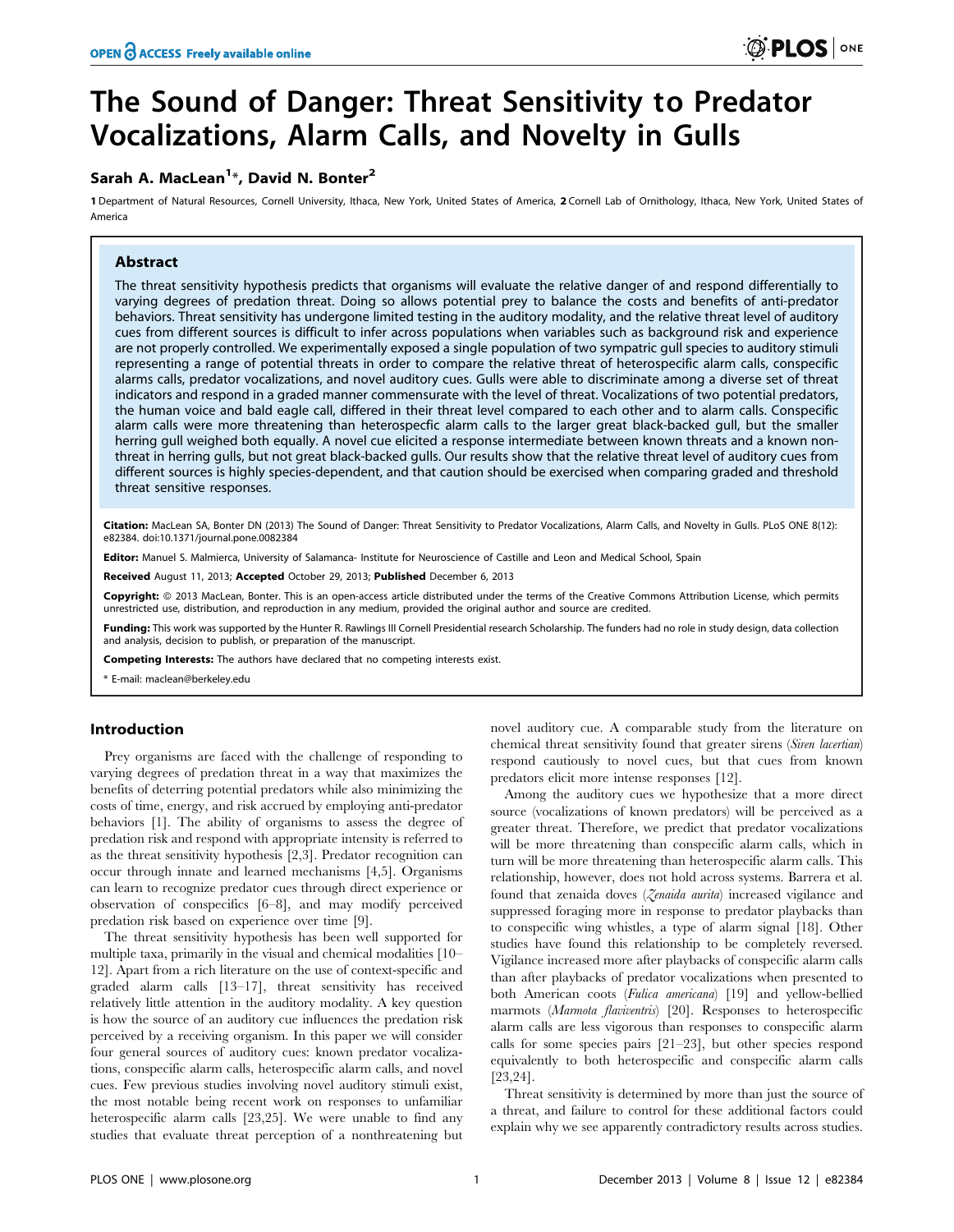# The Sound of Danger: Threat Sensitivity to Predator Vocalizations, Alarm Calls, and Novelty in Gulls

**Sarah A. MacLean[1]*, David N. Bonter[2]**

**1** Department of Natural Resources, Cornell University, Ithaca, New York, United States of America, **2** Cornell Lab of Ornithology, Ithaca, New York, United States of America

## Abstract

The threat sensitivity hypothesis predicts that organisms will evaluate the relative danger of and respond differentially to varying degrees of predation threat. Doing so allows potential prey to balance the costs and benefits of anti-predator behaviors. Threat sensitivity has undergone limited testing in the auditory modality, and the relative threat level of auditory cues from different sources is difficult to infer across populations when variables such as background risk and experience are not properly controlled. We experimentally exposed a single population of two sympatric gull species to auditory stimuli representing a range of potential threats in order to compare the relative threat of heterospecific alarm calls, conspecific alarms calls, predator vocalizations, and novel auditory cues. Gulls were able to discriminate among a diverse set of threat indicators and respond in a graded manner commensurate with the level of threat. Vocalizations of two potential predators, the human voice and bald eagle call, differed in their threat level compared to each other and to alarm calls. Conspecific alarm calls were more threatening than heterospecfic alarm calls to the larger great black-backed gull, but the smaller herring gull weighed both equally. A novel cue elicited a response intermediate between known threats and a known non-threat in herring gulls, but not great black-backed gulls. Our results show that the relative threat level of auditory cues from different sources is highly species-dependent, and that caution should be exercised when comparing graded and threshold threat sensitive responses.

**Citation:** MacLean SA, Bonter DN (2013) The Sound of Danger: Threat Sensitivity to Predator Vocalizations, Alarm Calls, and Novelty in Gulls. PLoS ONE 8(12): e82384. doi:10.1371/journal.pone.0082384

**Editor:** Manuel S. Malmierca, University of Salamanca- Institute for Neuroscience of Castille and Leon and Medical School, Spain

**Received** August 11, 2013; **Accepted** October 29, 2013; **Published** December 6, 2013

**Copyright:** © 2013 MacLean, Bonter. This is an open-access article distributed under the terms of the Creative Commons Attribution License, which permits unrestricted use, distribution, and reproduction in any medium, provided the original author and source are credited.

**Funding:** This work was supported by the Hunter R. Rawlings III Cornell Presidential research Scholarship. The funders had no role in study design, data collection and analysis, decision to publish, or preparation of the manuscript.

**Competing Interests:** The authors have declared that no competing interests exist.

\* E-mail: maclean@berkeley.edu

## Introduction

Prey organisms are faced with the challenge of responding to varying degrees of predation threat in a way that maximizes the benefits of deterring potential predators while also minimizing the costs of time, energy, and risk accrued by employing anti-predator behaviors [1]. The ability of organisms to assess the degree of predation risk and respond with appropriate intensity is referred to as the threat sensitivity hypothesis [2,3]. Predator recognition can occur through innate and learned mechanisms [4,5]. Organisms can learn to recognize predator cues through direct experience or observation of conspecifics [6–8], and may modify perceived predation risk based on experience over time [9].

The threat sensitivity hypothesis has been well supported for multiple taxa, primarily in the visual and chemical modalities [10–12]. Apart from a rich literature on the use of context-specific and graded alarm calls [13–17], threat sensitivity has received relatively little attention in the auditory modality. A key question is how the source of an auditory cue influences the predation risk perceived by a receiving organism. In this paper we will consider four general sources of auditory cues: known predator vocalizations, conspecific alarm calls, heterospecific alarm calls, and novel cues. Few previous studies involving novel auditory stimuli exist, the most notable being recent work on responses to unfamiliar heterospecific alarm calls [23,25]. We were unable to find any studies that evaluate threat perception of a nonthreatening but novel auditory cue. A comparable study from the literature on chemical threat sensitivity found that greater sirens (*Siren lacertian*) respond cautiously to novel cues, but that cues from known predators elicit more intense responses [12].

Among the auditory cues we hypothesize that a more direct source (vocalizations of known predators) will be perceived as a greater threat. Therefore, we predict that predator vocalizations will be more threatening than conspecific alarm calls, which in turn will be more threatening than heterospecific alarm calls. This relationship, however, does not hold across systems. Barrera et al. found that zenaida doves (*Zenaida aurita*) increased vigilance and suppressed foraging more in response to predator playbacks than to conspecific wing whistles, a type of alarm signal [18]. Other studies have found this relationship to be completely reversed. Vigilance increased more after playbacks of conspecific alarm calls than after playbacks of predator vocalizations when presented to both American coots (*Fulica americana*) [19] and yellow-bellied marmots (*Marmota flaviventris*) [20]. Responses to heterospecific alarm calls are less vigorous than responses to conspecific alarm calls for some species pairs [21–23], but other species respond equivalently to both heterospecific and conspecific alarm calls [23,24].

Threat sensitivity is determined by more than just the source of a threat, and failure to control for these additional factors could explain why we see apparently contradictory results across studies.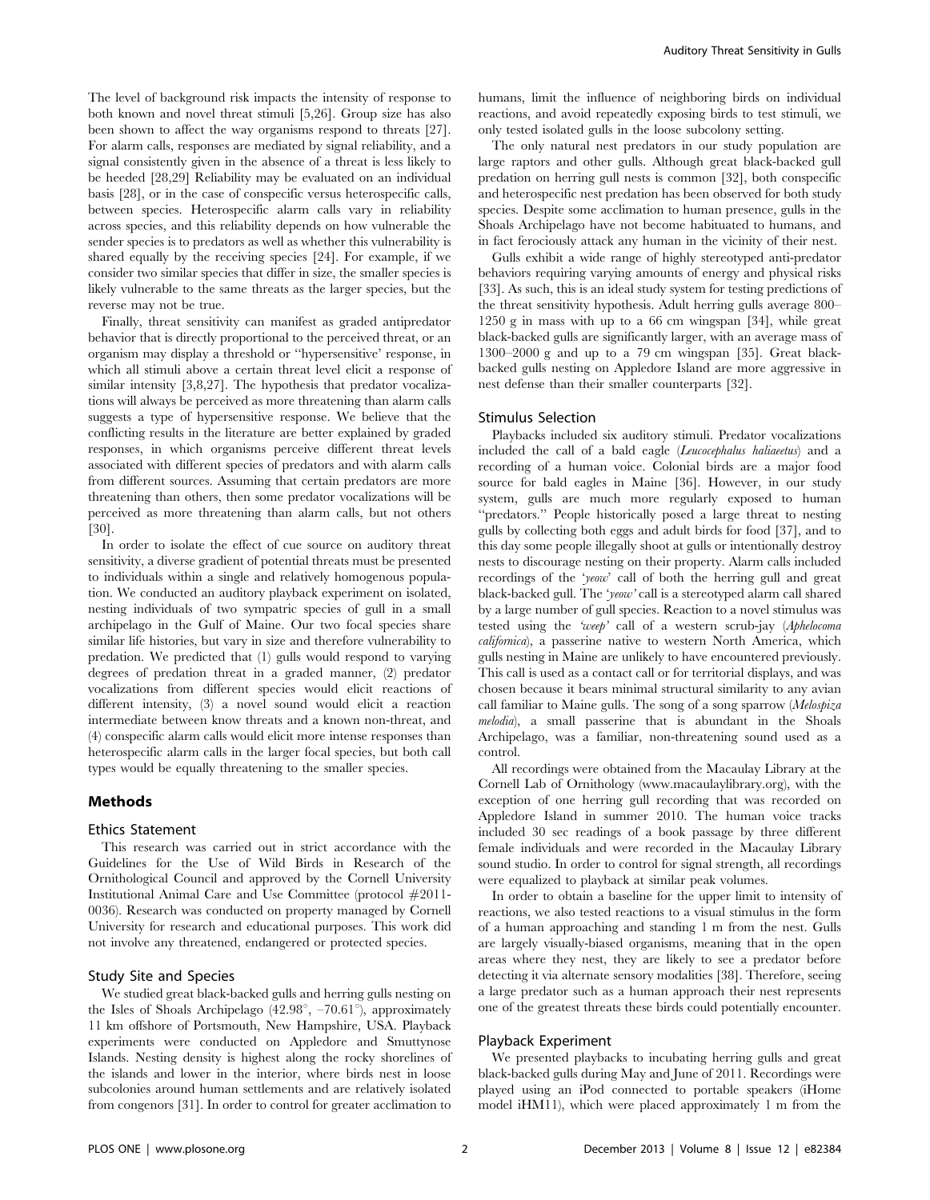The level of background risk impacts the intensity of response to both known and novel threat stimuli [5,26]. Group size has also been shown to affect the way organisms respond to threats [27]. For alarm calls, responses are mediated by signal reliability, and a signal consistently given in the absence of a threat is less likely to be heeded [28,29] Reliability may be evaluated on an individual basis [28], or in the case of conspecific versus heterospecific calls, between species. Heterospecific alarm calls vary in reliability across species, and this reliability depends on how vulnerable the sender species is to predators as well as whether this vulnerability is shared equally by the receiving species [24]. For example, if we consider two similar species that differ in size, the smaller species is likely vulnerable to the same threats as the larger species, but the reverse may not be true.

Finally, threat sensitivity can manifest as graded antipredator behavior that is directly proportional to the perceived threat, or an organism may display a threshold or "hypersensitive' response, in which all stimuli above a certain threat level elicit a response of similar intensity [3,8,27]. The hypothesis that predator vocalizations will always be perceived as more threatening than alarm calls suggests a type of hypersensitive response. We believe that the conflicting results in the literature are better explained by graded responses, in which organisms perceive different threat levels associated with different species of predators and with alarm calls from different sources. Assuming that certain predators are more threatening than others, then some predator vocalizations will be perceived as more threatening than alarm calls, but not others [30].

In order to isolate the effect of cue source on auditory threat sensitivity, a diverse gradient of potential threats must be presented to individuals within a single and relatively homogenous population. We conducted an auditory playback experiment on isolated, nesting individuals of two sympatric species of gull in a small archipelago in the Gulf of Maine. Our two focal species share similar life histories, but vary in size and therefore vulnerability to predation. We predicted that (1) gulls would respond to varying degrees of predation threat in a graded manner, (2) predator vocalizations from different species would elicit reactions of different intensity, (3) a novel sound would elicit a reaction intermediate between know threats and a known non-threat, and (4) conspecific alarm calls would elicit more intense responses than heterospecific alarm calls in the larger focal species, but both call types would be equally threatening to the smaller species.

## Methods

### Ethics Statement

This research was carried out in strict accordance with the Guidelines for the Use of Wild Birds in Research of the Ornithological Council and approved by the Cornell University Institutional Animal Care and Use Committee (protocol #2011-0036). Research was conducted on property managed by Cornell University for research and educational purposes. This work did not involve any threatened, endangered or protected species.

### Study Site and Species

We studied great black-backed gulls and herring gulls nesting on the Isles of Shoals Archipelago (42.98°, –70.61°), approximately 11 km offshore of Portsmouth, New Hampshire, USA. Playback experiments were conducted on Appledore and Smuttynose Islands. Nesting density is highest along the rocky shorelines of the islands and lower in the interior, where birds nest in loose subcolonies around human settlements and are relatively isolated from congenors [31]. In order to control for greater acclimation to humans, limit the influence of neighboring birds on individual reactions, and avoid repeatedly exposing birds to test stimuli, we only tested isolated gulls in the loose subcolony setting.

The only natural nest predators in our study population are large raptors and other gulls. Although great black-backed gull predation on herring gull nests is common [32], both conspecific and heterospecific nest predation has been observed for both study species. Despite some acclimation to human presence, gulls in the Shoals Archipelago have not become habituated to humans, and in fact ferociously attack any human in the vicinity of their nest.

Gulls exhibit a wide range of highly stereotyped anti-predator behaviors requiring varying amounts of energy and physical risks [33]. As such, this is an ideal study system for testing predictions of the threat sensitivity hypothesis. Adult herring gulls average 800–1250 g in mass with up to a 66 cm wingspan [34], while great black-backed gulls are significantly larger, with an average mass of 1300–2000 g and up to a 79 cm wingspan [35]. Great black-backed gulls nesting on Appledore Island are more aggressive in nest defense than their smaller counterparts [32].

### Stimulus Selection

Playbacks included six auditory stimuli. Predator vocalizations included the call of a bald eagle (*Leucocephalus haliaeetus*) and a recording of a human voice. Colonial birds are a major food source for bald eagles in Maine [36]. However, in our study system, gulls are much more regularly exposed to human "predators." People historically posed a large threat to nesting gulls by collecting both eggs and adult birds for food [37], and to this day some people illegally shoot at gulls or intentionally destroy nests to discourage nesting on their property. Alarm calls included recordings of the '*yeow*' call of both the herring gull and great black-backed gull. The '*yeow*' call is a stereotyped alarm call shared by a large number of gull species. Reaction to a novel stimulus was tested using the '*weep*' call of a western scrub-jay (*Aphelocoma californica*), a passerine native to western North America, which gulls nesting in Maine are unlikely to have encountered previously. This call is used as a contact call or for territorial displays, and was chosen because it bears minimal structural similarity to any avian call familiar to Maine gulls. The song of a song sparrow (*Melospiza melodia*), a small passerine that is abundant in the Shoals Archipelago, was a familiar, non-threatening sound used as a control.

All recordings were obtained from the Macaulay Library at the Cornell Lab of Ornithology (www.macaulaylibrary.org), with the exception of one herring gull recording that was recorded on Appledore Island in summer 2010. The human voice tracks included 30 sec readings of a book passage by three different female individuals and were recorded in the Macaulay Library sound studio. In order to control for signal strength, all recordings were equalized to playback at similar peak volumes.

In order to obtain a baseline for the upper limit to intensity of reactions, we also tested reactions to a visual stimulus in the form of a human approaching and standing 1 m from the nest. Gulls are largely visually-biased organisms, meaning that in the open areas where they nest, they are likely to see a predator before detecting it via alternate sensory modalities [38]. Therefore, seeing a large predator such as a human approach their nest represents one of the greatest threats these birds could potentially encounter.

### Playback Experiment

We presented playbacks to incubating herring gulls and great black-backed gulls during May and June of 2011. Recordings were played using an iPod connected to portable speakers (iHome model iHM11), which were placed approximately 1 m from the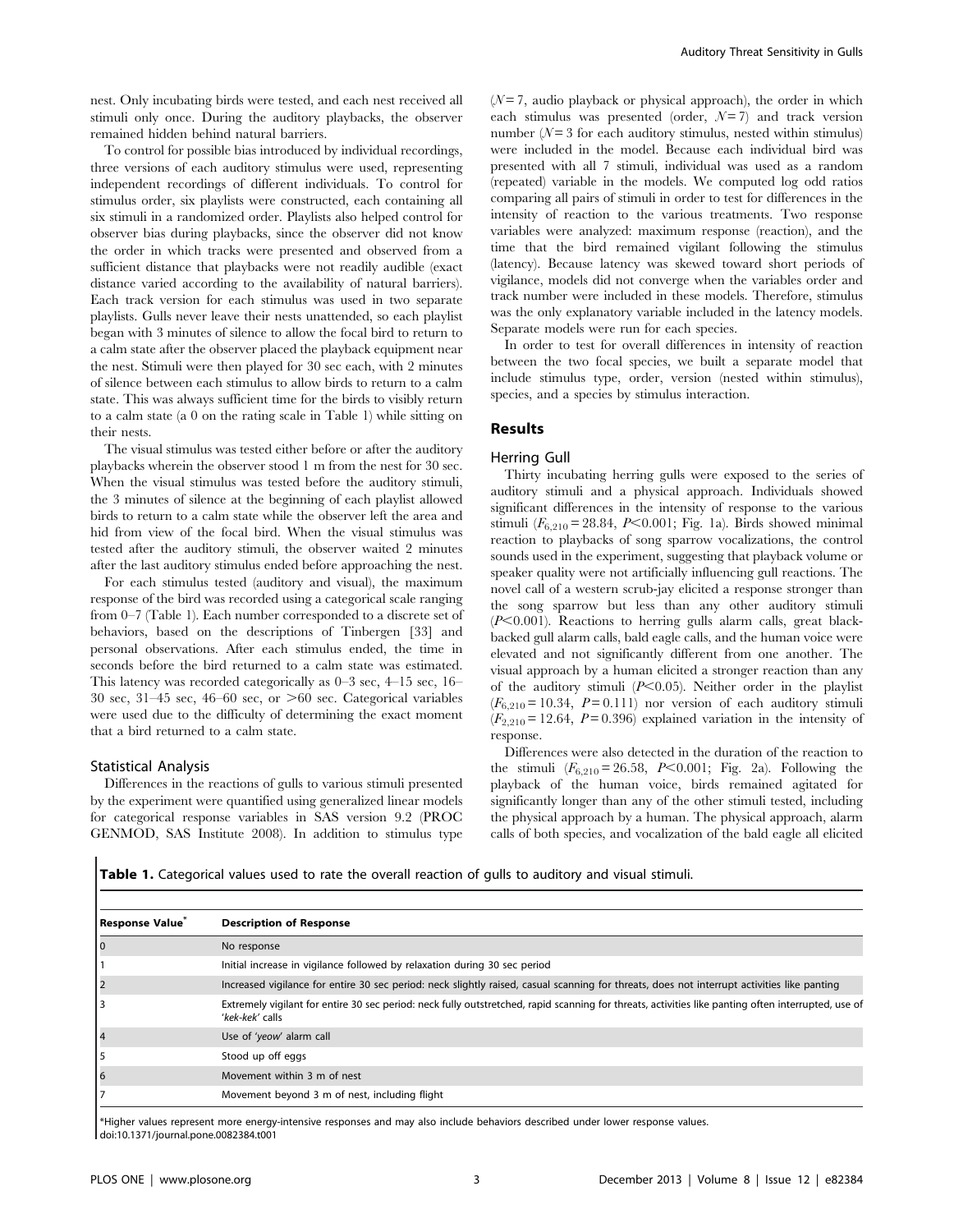nest. Only incubating birds were tested, and each nest received all stimuli only once. During the auditory playbacks, the observer remained hidden behind natural barriers.

To control for possible bias introduced by individual recordings, three versions of each auditory stimulus were used, representing independent recordings of different individuals. To control for stimulus order, six playlists were constructed, each containing all six stimuli in a randomized order. Playlists also helped control for observer bias during playbacks, since the observer did not know the order in which tracks were presented and observed from a sufficient distance that playbacks were not readily audible (exact distance varied according to the availability of natural barriers). Each track version for each stimulus was used in two separate playlists. Gulls never leave their nests unattended, so each playlist began with 3 minutes of silence to allow the focal bird to return to a calm state after the observer placed the playback equipment near the nest. Stimuli were then played for 30 sec each, with 2 minutes of silence between each stimulus to allow birds to return to a calm state. This was always sufficient time for the birds to visibly return to a calm state (a 0 on the rating scale in Table 1) while sitting on their nests.

The visual stimulus was tested either before or after the auditory playbacks wherein the observer stood 1 m from the nest for 30 sec. When the visual stimulus was tested before the auditory stimuli, the 3 minutes of silence at the beginning of each playlist allowed birds to return to a calm state while the observer left the area and hid from view of the focal bird. When the visual stimulus was tested after the auditory stimuli, the observer waited 2 minutes after the last auditory stimulus ended before approaching the nest.

For each stimulus tested (auditory and visual), the maximum response of the bird was recorded using a categorical scale ranging from 0–7 (Table 1). Each number corresponded to a discrete set of behaviors, based on the descriptions of Tinbergen [33] and personal observations. After each stimulus ended, the time in seconds before the bird returned to a calm state was estimated. This latency was recorded categorically as 0–3 sec, 4–15 sec, 16–30 sec, 31–45 sec, 46–60 sec, or >60 sec. Categorical variables were used due to the difficulty of determining the exact moment that a bird returned to a calm state.

### Statistical Analysis

Differences in the reactions of gulls to various stimuli presented by the experiment were quantified using generalized linear models for categorical response variables in SAS version 9.2 (PROC GENMOD, SAS Institute 2008). In addition to stimulus type ($N = 7$, audio playback or physical approach), the order in which each stimulus was presented (order, $N = 7$) and track version number ($N = 3$ for each auditory stimulus, nested within stimulus) were included in the model. Because each individual bird was presented with all 7 stimuli, individual was used as a random (repeated) variable in the models. We computed log odd ratios comparing all pairs of stimuli in order to test for differences in the intensity of reaction to the various treatments. Two response variables were analyzed: maximum response (reaction), and the time that the bird remained vigilant following the stimulus (latency). Because latency was skewed toward short periods of vigilance, models did not converge when the variables order and track number were included in these models. Therefore, stimulus was the only explanatory variable included in the latency models. Separate models were run for each species.

In order to test for overall differences in intensity of reaction between the two focal species, we built a separate model that include stimulus type, order, version (nested within stimulus), species, and a species by stimulus interaction.

## Results

### Herring Gull

Thirty incubating herring gulls were exposed to the series of auditory stimuli and a physical approach. Individuals showed significant differences in the intensity of response to the various stimuli ($F_{6,210} = 28.84$, $P < 0.001$; Fig. 1a). Birds showed minimal reaction to playbacks of song sparrow vocalizations, the control sounds used in the experiment, suggesting that playback volume or speaker quality were not artificially influencing gull reactions. The novel call of a western scrub-jay elicited a response stronger than the song sparrow but less than any other auditory stimuli ($P < 0.001$). Reactions to herring gulls alarm calls, great black-backed gull alarm calls, bald eagle calls, and the human voice were elevated and not significantly different from one another. The visual approach by a human elicited a stronger reaction than any of the auditory stimuli ($P < 0.05$). Neither order in the playlist ($F_{6,210} = 10.34$, $P = 0.111$) nor version of each auditory stimuli ($F_{2,210} = 12.64$, $P = 0.396$) explained variation in the intensity of response.

Differences were also detected in the duration of the reaction to the stimuli ($F_{6,210} = 26.58$, $P < 0.001$; Fig. 2a). Following the playback of the human voice, birds remained agitated for significantly longer than any of the other stimuli tested, including the physical approach by a human. The physical approach, alarm calls of both species, and vocalization of the bald eagle all elicited

**Table 1.** Categorical values used to rate the overall reaction of gulls to auditory and visual stimuli.

| Response Value* | Description of Response |
|---|---|
| 0 | No response |
| 1 | Initial increase in vigilance followed by relaxation during 30 sec period |
| 2 | Increased vigilance for entire 30 sec period: neck slightly raised, casual scanning for threats, does not interrupt activities like panting |
| 3 | Extremely vigilant for entire 30 sec period: neck fully outstretched, rapid scanning for threats, activities like panting often interrupted, use of '*kek-kek*' calls |
| 4 | Use of '*yeow*' alarm call |
| 5 | Stood up off eggs |
| 6 | Movement within 3 m of nest |
| 7 | Movement beyond 3 m of nest, including flight |

*Higher values represent more energy-intensive responses and may also include behaviors described under lower response values.
doi:10.1371/journal.pone.0082384.t001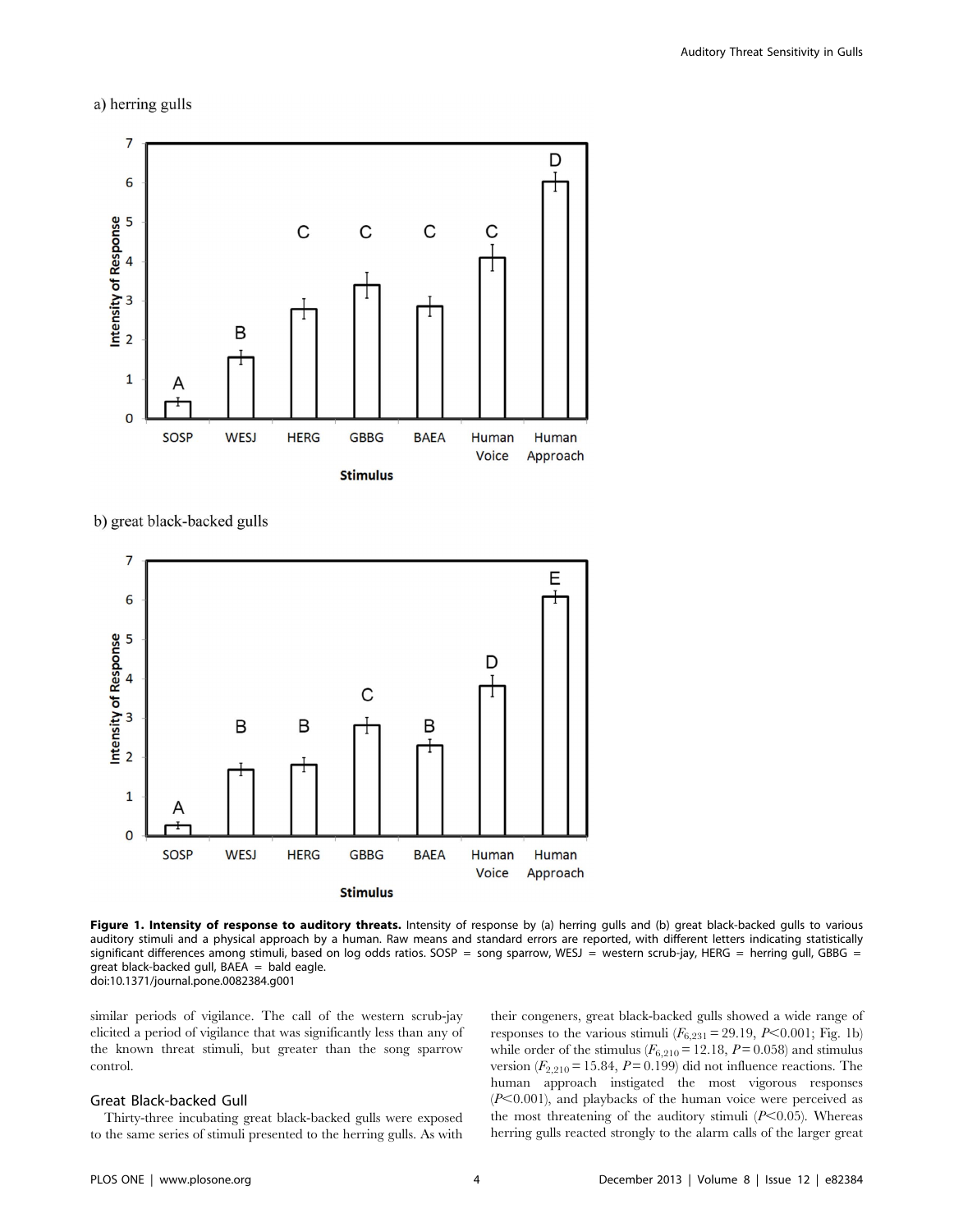a) herring gulls

Intensity of Response

7
6
5
4
3
2
1
0

A
B
C
C
C
C
D

SOSP
WESJ
HERG
GBBG
BAEA
Human Voice
Human Approach

Stimulus

b) great black-backed gulls

Intensity of Response

7
6
5
4
3
2
1
0

A
B
B
C
B
D
E

SOSP
WESJ
HERG
GBBG
BAEA
Human Voice
Human Approach

Stimulus

**Figure 1. Intensity of response to auditory threats.** Intensity of response by (a) herring gulls and (b) great black-backed gulls to various auditory stimuli and a physical approach by a human. Raw means and standard errors are reported, with different letters indicating statistically significant differences among stimuli, based on log odds ratios. SOSP = song sparrow, WESJ = western scrub-jay, HERG = herring gull, GBBG = great black-backed gull, BAEA = bald eagle.
doi:10.1371/journal.pone.0082384.g001

similar periods of vigilance. The call of the western scrub-jay elicited a period of vigilance that was significantly less than any of the known threat stimuli, but greater than the song sparrow control.

### Great Black-backed Gull

Thirty-three incubating great black-backed gulls were exposed to the same series of stimuli presented to the herring gulls. As with their congeners, great black-backed gulls showed a wide range of responses to the various stimuli ($F_{6,231} = 29.19$, $P<0.001$; Fig. 1b) while order of the stimulus ($F_{6,210} = 12.18$, $P = 0.058$) and stimulus version ($F_{2,210} = 15.84$, $P = 0.199$) did not influence reactions. The human approach instigated the most vigorous responses ($P<0.001$), and playbacks of the human voice were perceived as the most threatening of the auditory stimuli ($P<0.05$). Whereas herring gulls reacted strongly to the alarm calls of the larger great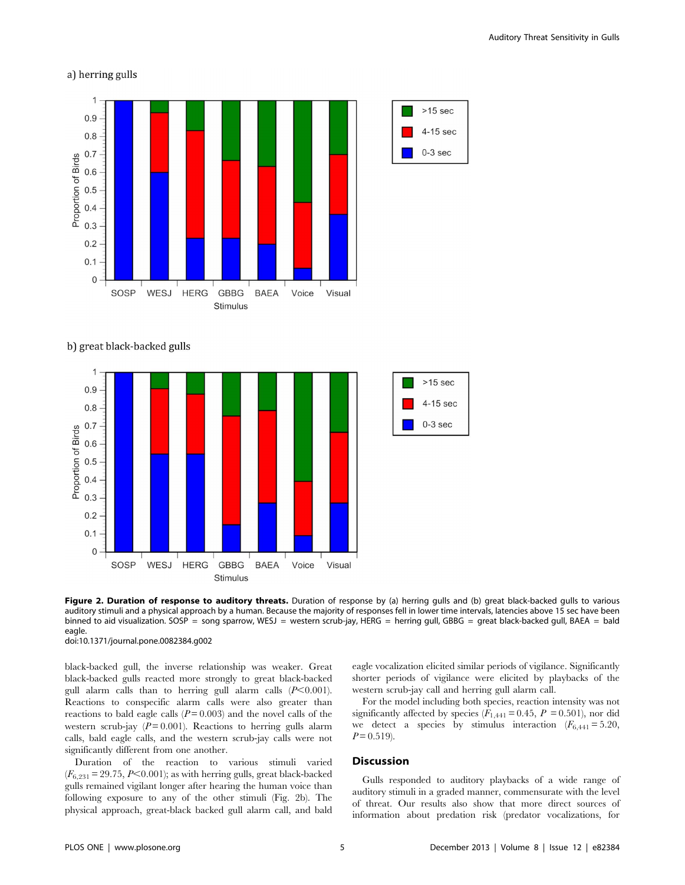a) herring gulls

1
0.9
0.8
0.7
0.6
0.5
0.4
0.3
0.2
0.1
0

Proportion of Birds

SOSP WESJ HERG GBBG BAEA Voice Visual

Stimulus

>15 sec
4-15 sec
0-3 sec

b) great black-backed gulls

1
0.9
0.8
0.7
0.6
0.5
0.4
0.3
0.2
0.1
0

Proportion of Birds

SOSP WESJ HERG GBBG BAEA Voice Visual

Stimulus

>15 sec
4-15 sec
0-3 sec

**Figure 2. Duration of response to auditory threats.** Duration of response by (a) herring gulls and (b) great black-backed gulls to various auditory stimuli and a physical approach by a human. Because the majority of responses fell in lower time intervals, latencies above 15 sec have been binned to aid visualization. SOSP = song sparrow, WESJ = western scrub-jay, HERG = herring gull, GBBG = great black-backed gull, BAEA = bald eagle.
doi:10.1371/journal.pone.0082384.g002

black-backed gull, the inverse relationship was weaker. Great black-backed gulls reacted more strongly to great black-backed gull alarm calls than to herring gull alarm calls ($P<0.001$). Reactions to conspecific alarm calls were also greater than reactions to bald eagle calls ($P=0.003$) and the novel calls of the western scrub-jay ($P=0.001$). Reactions to herring gulls alarm calls, bald eagle calls, and the western scrub-jay calls were not significantly different from one another.

Duration of the reaction to various stimuli varied ($F_{6,231}=29.75$, $P<0.001$); as with herring gulls, great black-backed gulls remained vigilant longer after hearing the human voice than following exposure to any of the other stimuli (Fig. 2b). The physical approach, great-black backed gull alarm call, and bald eagle vocalization elicited similar periods of vigilance. Significantly shorter periods of vigilance were elicited by playbacks of the western scrub-jay call and herring gull alarm call.

For the model including both species, reaction intensity was not significantly affected by species ($F_{1,441}=0.45$, $P=0.501$), nor did we detect a species by stimulus interaction ($F_{6,441}=5.20$, $P=0.519$).

## Discussion

Gulls responded to auditory playbacks of a wide range of auditory stimuli in a graded manner, commensurate with the level of threat. Our results also show that more direct sources of information about predation risk (predator vocalizations, for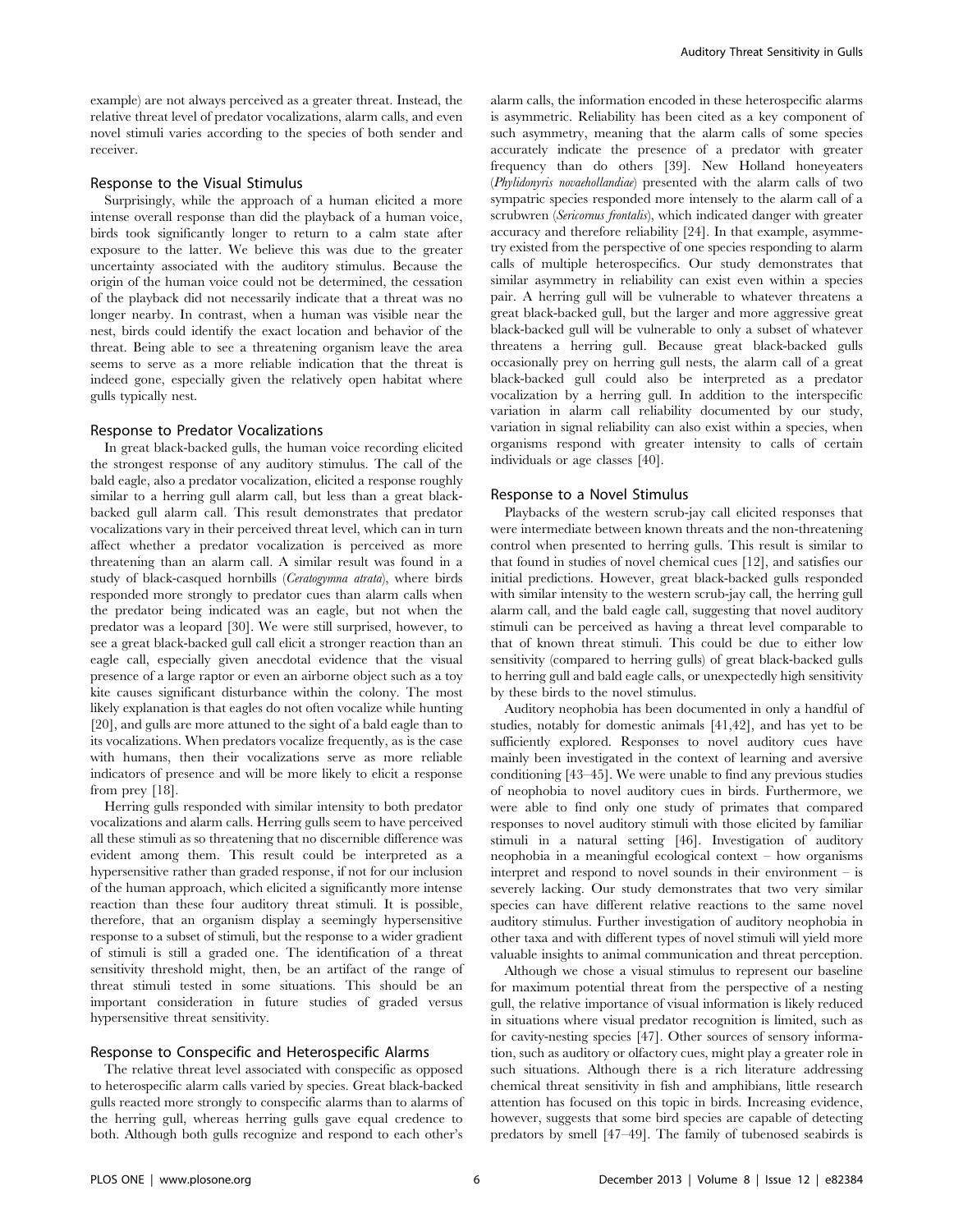example) are not always perceived as a greater threat. Instead, the relative threat level of predator vocalizations, alarm calls, and even novel stimuli varies according to the species of both sender and receiver.

### Response to the Visual Stimulus

Surprisingly, while the approach of a human elicited a more intense overall response than did the playback of a human voice, birds took significantly longer to return to a calm state after exposure to the latter. We believe this was due to the greater uncertainty associated with the auditory stimulus. Because the origin of the human voice could not be determined, the cessation of the playback did not necessarily indicate that a threat was no longer nearby. In contrast, when a human was visible near the nest, birds could identify the exact location and behavior of the threat. Being able to see a threatening organism leave the area seems to serve as a more reliable indication that the threat is indeed gone, especially given the relatively open habitat where gulls typically nest.

### Response to Predator Vocalizations

In great black-backed gulls, the human voice recording elicited the strongest response of any auditory stimulus. The call of the bald eagle, also a predator vocalization, elicited a response roughly similar to a herring gull alarm call, but less than a great black-backed gull alarm call. This result demonstrates that predator vocalizations vary in their perceived threat level, which can in turn affect whether a predator vocalization is perceived as more threatening than an alarm call. A similar result was found in a study of black-casqued hornbills (*Ceratogymna atrata*), where birds responded more strongly to predator cues than alarm calls when the predator being indicated was an eagle, but not when the predator was a leopard [30]. We were still surprised, however, to see a great black-backed gull call elicit a stronger reaction than an eagle call, especially given anecdotal evidence that the visual presence of a large raptor or even an airborne object such as a toy kite causes significant disturbance within the colony. The most likely explanation is that eagles do not often vocalize while hunting [20], and gulls are more attuned to the sight of a bald eagle than to its vocalizations. When predators vocalize frequently, as is the case with humans, then their vocalizations serve as more reliable indicators of presence and will be more likely to elicit a response from prey [18].

Herring gulls responded with similar intensity to both predator vocalizations and alarm calls. Herring gulls seem to have perceived all these stimuli as so threatening that no discernible difference was evident among them. This result could be interpreted as a hypersensitive rather than graded response, if not for our inclusion of the human approach, which elicited a significantly more intense reaction than these four auditory threat stimuli. It is possible, therefore, that an organism display a seemingly hypersensitive response to a subset of stimuli, but the response to a wider gradient of stimuli is still a graded one. The identification of a threat sensitivity threshold might, then, be an artifact of the range of threat stimuli tested in some situations. This should be an important consideration in future studies of graded versus hypersensitive threat sensitivity.

### Response to Conspecific and Heterospecific Alarms

The relative threat level associated with conspecific as opposed to heterospecific alarm calls varied by species. Great black-backed gulls reacted more strongly to conspecific alarms than to alarms of the herring gull, whereas herring gulls gave equal credence to both. Although both gulls recognize and respond to each other's alarm calls, the information encoded in these heterospecific alarms is asymmetric. Reliability has been cited as a key component of such asymmetry, meaning that the alarm calls of some species accurately indicate the presence of a predator with greater frequency than do others [39]. New Holland honeyeaters (*Phylidonyris novaehollandiae*) presented with the alarm calls of two sympatric species responded more intensely to the alarm call of a scrubwren (*Sericornus frontalis*), which indicated danger with greater accuracy and therefore reliability [24]. In that example, asymmetry existed from the perspective of one species responding to alarm calls of multiple heterospecifics. Our study demonstrates that similar asymmetry in reliability can exist even within a species pair. A herring gull will be vulnerable to whatever threatens a great black-backed gull, but the larger and more aggressive great black-backed gull will be vulnerable to only a subset of whatever threatens a herring gull. Because great black-backed gulls occasionally prey on herring gull nests, the alarm call of a great black-backed gull could also be interpreted as a predator vocalization by a herring gull. In addition to the interspecific variation in alarm call reliability documented by our study, variation in signal reliability can also exist within a species, when organisms respond with greater intensity to calls of certain individuals or age classes [40].

### Response to a Novel Stimulus

Playbacks of the western scrub-jay call elicited responses that were intermediate between known threats and the non-threatening control when presented to herring gulls. This result is similar to that found in studies of novel chemical cues [12], and satisfies our initial predictions. However, great black-backed gulls responded with similar intensity to the western scrub-jay call, the herring gull alarm call, and the bald eagle call, suggesting that novel auditory stimuli can be perceived as having a threat level comparable to that of known threat stimuli. This could be due to either low sensitivity (compared to herring gulls) of great black-backed gulls to herring gull and bald eagle calls, or unexpectedly high sensitivity by these birds to the novel stimulus.

Auditory neophobia has been documented in only a handful of studies, notably for domestic animals [41,42], and has yet to be sufficiently explored. Responses to novel auditory cues have mainly been investigated in the context of learning and aversive conditioning [43–45]. We were unable to find any previous studies of neophobia to novel auditory cues in birds. Furthermore, we were able to find only one study of primates that compared responses to novel auditory stimuli with those elicited by familiar stimuli in a natural setting [46]. Investigation of auditory neophobia in a meaningful ecological context – how organisms interpret and respond to novel sounds in their environment – is severely lacking. Our study demonstrates that two very similar species can have different relative reactions to the same novel auditory stimulus. Further investigation of auditory neophobia in other taxa and with different types of novel stimuli will yield more valuable insights to animal communication and threat perception.

Although we chose a visual stimulus to represent our baseline for maximum potential threat from the perspective of a nesting gull, the relative importance of visual information is likely reduced in situations where visual predator recognition is limited, such as for cavity-nesting species [47]. Other sources of sensory information, such as auditory or olfactory cues, might play a greater role in such situations. Although there is a rich literature addressing chemical threat sensitivity in fish and amphibians, little research attention has focused on this topic in birds. Increasing evidence, however, suggests that some bird species are capable of detecting predators by smell [47–49]. The family of tubenosed seabirds is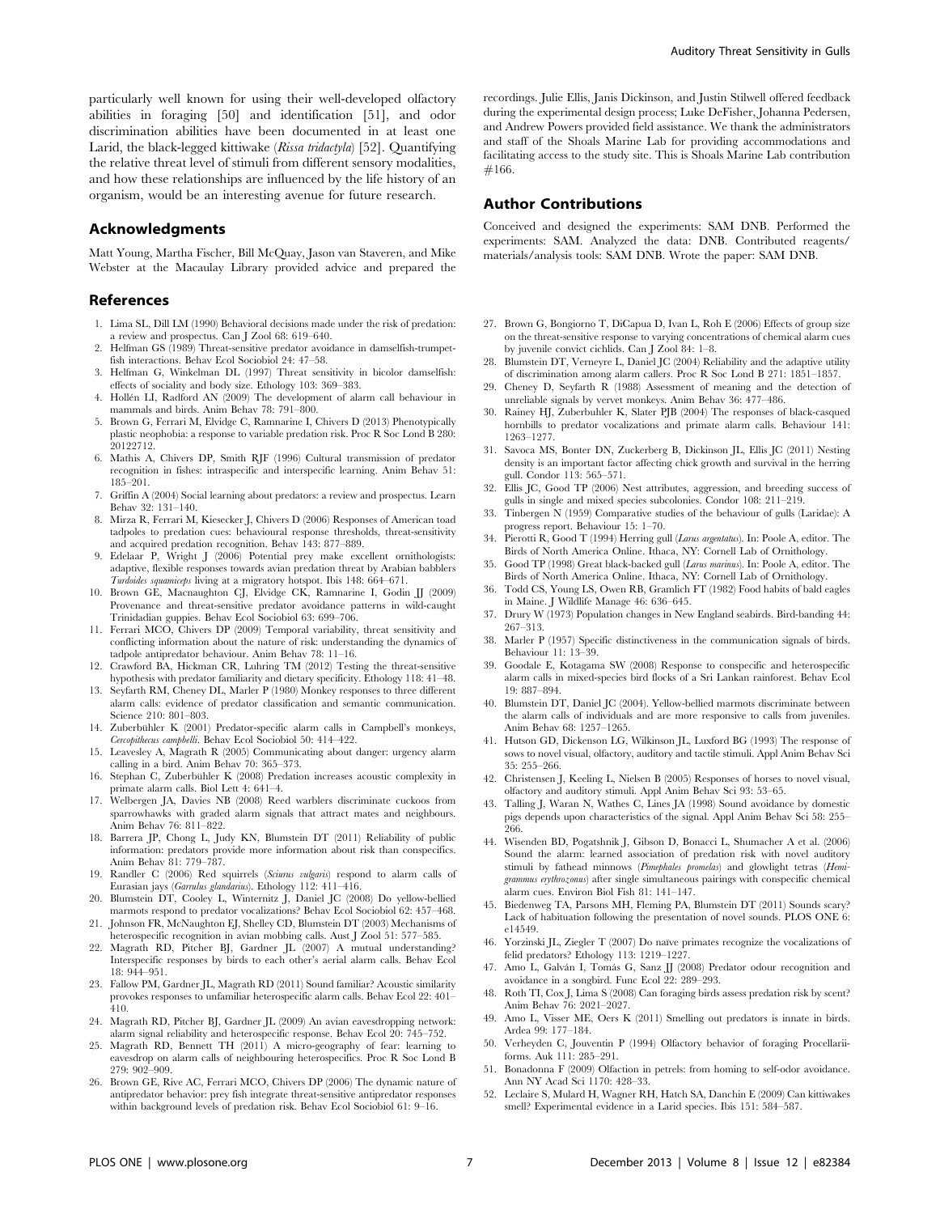particularly well known for using their well-developed olfactory abilities in foraging [50] and identification [51], and odor discrimination abilities have been documented in at least one Larid, the black-legged kittiwake (*Rissa tridactyla*) [52]. Quantifying the relative threat level of stimuli from different sensory modalities, and how these relationships are influenced by the life history of an organism, would be an interesting avenue for future research.

## Acknowledgments

Matt Young, Martha Fischer, Bill McQuay, Jason van Staveren, and Mike Webster at the Macaulay Library provided advice and prepared the recordings. Julie Ellis, Janis Dickinson, and Justin Stilwell offered feedback during the experimental design process; Luke DeFisher, Johanna Pedersen, and Andrew Powers provided field assistance. We thank the administrators and staff of the Shoals Marine Lab for providing accommodations and facilitating access to the study site. This is Shoals Marine Lab contribution #166.

## Author Contributions

Conceived and designed the experiments: SAM DNB. Performed the experiments: SAM. Analyzed the data: DNB. Contributed reagents/materials/analysis tools: SAM DNB. Wrote the paper: SAM DNB.

## References

1. Lima SL, Dill LM (1990) Behavioral decisions made under the risk of predation: a review and prospectus. Can J Zool 68: 619–640.
2. Helfman GS (1989) Threat-sensitive predator avoidance in damselfish-trumpetfish interactions. Behav Ecol Sociobiol 24: 47–58.
3. Helfman G, Winkelman DL (1997) Threat sensitivity in bicolor damselfish: effects of sociality and body size. Ethology 103: 369–383.
4. Hollén LI, Radford AN (2009) The development of alarm call behaviour in mammals and birds. Anim Behav 78: 791–800.
5. Brown G, Ferrari M, Elvidge C, Ramnarine I, Chivers D (2013) Phenotypically plastic neophobia: a response to variable predation risk. Proc R Soc Lond B 280: 20122712.
6. Mathis A, Chivers DP, Smith RJF (1996) Cultural transmission of predator recognition in fishes: intraspecific and interspecific learning. Anim Behav 51: 185–201.
7. Griffin A (2004) Social learning about predators: a review and prospectus. Learn Behav 32: 131–140.
8. Mirza R, Ferrari M, Kiesecker J, Chivers D (2006) Responses of American toad tadpoles to predation cues: behavioural response thresholds, threat-sensitivity and acquired predation recognition. Behav 143: 877–889.
9. Edelaar P, Wright J (2006) Potential prey make excellent ornithologists: adaptive, flexible responses towards avian predation threat by Arabian babblers *Turdoides squamiceps* living at a migratory hotspot. Ibis 148: 664–671.
10. Brown GE, Macnaughton CJ, Elvidge CK, Ramnarine I, Godin JJ (2009) Provenance and threat-sensitive predator avoidance patterns in wild-caught Trinidadian guppies. Behav Ecol Sociobiol 63: 699–706.
11. Ferrari MCO, Chivers DP (2009) Temporal variability, threat sensitivity and conflicting information about the nature of risk: understanding the dynamics of tadpole antipredator behaviour. Anim Behav 78: 11–16.
12. Crawford BA, Hickman CR, Luhring TM (2012) Testing the threat-sensitive hypothesis with predator familiarity and dietary specificity. Ethology 118: 41–48.
13. Seyfarth RM, Cheney DL, Marler P (1980) Monkey responses to three different alarm calls: evidence of predator classification and semantic communication. Science 210: 801–803.
14. Zuberbühler K (2001) Predator-specific alarm calls in Campbell's monkeys, *Cercopithecus campbelli*. Behav Ecol Sociobiol 50: 414–422.
15. Leavesley A, Magrath R (2005) Communicating about danger: urgency alarm calling in a bird. Anim Behav 70: 365–373.
16. Stephan C, Zuberbühler K (2008) Predation increases acoustic complexity in primate alarm calls. Biol Lett 4: 641–4.
17. Welbergen JA, Davies NB (2008) Reed warblers discriminate cuckoos from sparrowhawks with graded alarm signals that attract mates and neighbours. Anim Behav 76: 811–822.
18. Barrera JP, Chong L, Judy KN, Blumstein DT (2011) Reliability of public information: predators provide more information about risk than conspecifics. Anim Behav 81: 779–787.
19. Randler C (2006) Red squirrels (*Sciurus vulgaris*) respond to alarm calls of Eurasian jays (*Garrulus glandarius*). Ethology 112: 411–416.
20. Blumstein DT, Cooley L, Winternitz J, Daniel JC (2008) Do yellow-bellied marmots respond to predator vocalizations? Behav Ecol Sociobiol 62: 457–468.
21. Johnson FR, McNaughton EJ, Shelley CD, Blumstein DT (2003) Mechanisms of heterospecific recognition in avian mobbing calls. Aust J Zool 51: 577–585.
22. Magrath RD, Pitcher BJ, Gardner JL (2007) A mutual understanding? Interspecific responses by birds to each other's aerial alarm calls. Behav Ecol 18: 944–951.
23. Fallow PM, Gardner JL, Magrath RD (2011) Sound familiar? Acoustic similarity provokes responses to unfamiliar heterospecific alarm calls. Behav Ecol 22: 401–410.
24. Magrath RD, Pitcher BJ, Gardner JL (2009) An avian eavesdropping network: alarm signal reliability and heterospecific response. Behav Ecol 20: 745–752.
25. Magrath RD, Bennett TH (2011) A micro-geography of fear: learning to eavesdrop on alarm calls of neighbouring heterospecifics. Proc R Soc Lond B 279: 902–909.
26. Brown GE, Rive AC, Ferrari MCO, Chivers DP (2006) The dynamic nature of antipredator behavior: prey fish integrate threat-sensitive antipredator responses within background levels of predation risk. Behav Ecol Sociobiol 61: 9–16.
27. Brown G, Bongiorno T, DiCapua D, Ivan L, Roh E (2006) Effects of group size on the threat-sensitive response to varying concentrations of chemical alarm cues by juvenile convict cichlids. Can J Zool 84: 1–8.
28. Blumstein DT, Verneyre L, Daniel JC (2004) Reliability and the adaptive utility of discrimination among alarm callers. Proc R Soc Lond B 271: 1851–1857.
29. Cheney D, Seyfarth R (1988) Assessment of meaning and the detection of unreliable signals by vervet monkeys. Anim Behav 36: 477–486.
30. Rainey HJ, Zuberbuhler K, Slater PJB (2004) The responses of black-casqued hornbills to predator vocalizations and primate alarm calls. Behaviour 141: 1263–1277.
31. Savoca MS, Bonter DN, Zuckerberg B, Dickinson JL, Ellis JC (2011) Nesting density is an important factor affecting chick growth and survival in the herring gull. Condor 113: 565–571.
32. Ellis JC, Good TP (2006) Nest attributes, aggression, and breeding success of gulls in single and mixed species subcolonies. Condor 108: 211–219.
33. Tinbergen N (1959) Comparative studies of the behaviour of gulls (Laridae): A progress report. Behaviour 15: 1–70.
34. Pierotti R, Good T (1994) Herring gull (*Larus argentatus*). In: Poole A, editor. The Birds of North America Online. Ithaca, NY: Cornell Lab of Ornithology.
35. Good TP (1998) Great black-backed gull (*Larus marinus*). In: Poole A, editor. The Birds of North America Online. Ithaca, NY: Cornell Lab of Ornithology.
36. Todd CS, Young LS, Owen RB, Gramlich FT (1982) Food habits of bald eagles in Maine. J Wildlife Manage 46: 636–645.
37. Drury W (1973) Population changes in New England seabirds. Bird-banding 44: 267–313.
38. Marler P (1957) Specific distinctiveness in the communication signals of birds. Behaviour 11: 13–39.
39. Goodale E, Kotagama SW (2008) Response to conspecific and heterospecific alarm calls in mixed-species bird flocks of a Sri Lankan rainforest. Behav Ecol 19: 887–894.
40. Blumstein DT, Daniel JC (2004). Yellow-bellied marmots discriminate between the alarm calls of individuals and are more responsive to calls from juveniles. Anim Behav 68: 1257–1265.
41. Hutson GD, Dickenson LG, Wilkinson JL, Luxford BG (1993) The response of sows to novel visual, olfactory, auditory and tactile stimuli. Appl Anim Behav Sci 35: 255–266.
42. Christensen J, Keeling L, Nielsen B (2005) Responses of horses to novel visual, olfactory and auditory stimuli. Appl Anim Behav Sci 93: 53–65.
43. Talling J, Waran N, Wathes C, Lines JA (1998) Sound avoidance by domestic pigs depends upon characteristics of the signal. Appl Anim Behav Sci 58: 255–266.
44. Wisenden BD, Pogatshnik J, Gibson D, Bonacci L, Shumacher A et al. (2006) Sound the alarm: learned association of predation risk with novel auditory stimuli by fathead minnows (*Pimephales promelas*) and glowlight tetras (*Hemigrammus erythrozonus*) after single simultaneous pairings with conspecific chemical alarm cues. Environ Biol Fish 81: 141–147.
45. Biedenweg TA, Parsons MH, Fleming PA, Blumstein DT (2011) Sounds scary? Lack of habituation following the presentation of novel sounds. PLOS ONE 6: e14549.
46. Yorzinski JL, Ziegler T (2007) Do naïve primates recognize the vocalizations of felid predators? Ethology 113: 1219–1227.
47. Amo L, Galván I, Tomás G, Sanz JJ (2008) Predator odour recognition and avoidance in a songbird. Func Ecol 22: 289–293.
48. Roth TI, Cox J, Lima S (2008) Can foraging birds assess predation risk by scent? Anim Behav 76: 2021–2027.
49. Amo L, Visser ME, Oers K (2011) Smelling out predators is innate in birds. Ardea 99: 177–184.
50. Verheyden C, Jouventin P (1994) Olfactory behavior of foraging Procellariiforms. Auk 111: 285–291.
51. Bonadonna F (2009) Olfaction in petrels: from homing to self-odor avoidance. Ann NY Acad Sci 1170: 428–33.
52. Leclaire S, Mulard H, Wagner RH, Hatch SA, Danchin E (2009) Can kittiwakes smell? Experimental evidence in a Larid species. Ibis 151: 584–587.